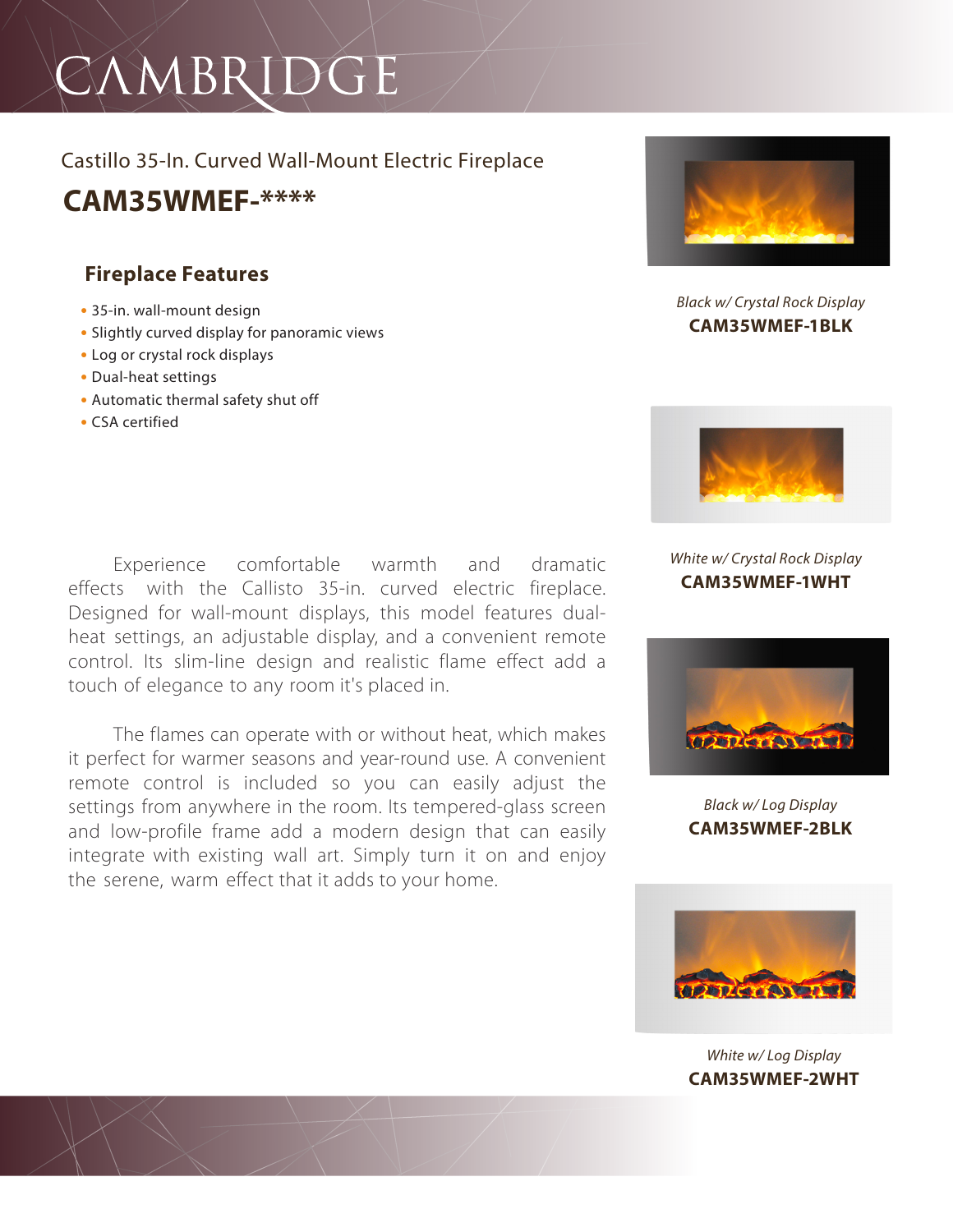# CAMBRIDGE

Castillo 35-In. Curved Wall-Mount Electric Fireplace

## CAM35WMEF-****

### Fireplace Features

- 35-in. wall-mount design
- Slightly curved display for panoramic views
- Log or crystal rock displays
- Dual-heat settings
- Automatic thermal safety shut off
- CSA certified

Experience comfortable warmth and dramatic effects with the Callisto 35-in. curved electric fireplace. Designed for wall-mount displays, this model features dual-heat settings, an adjustable display, and a convenient remote control. Its slim-line design and realistic flame effect add a touch of elegance to any room it's placed in.

The flames can operate with or without heat, which makes it perfect for warmer seasons and year-round use. A convenient remote control is included so you can easily adjust the settings from anywhere in the room. Its tempered-glass screen and low-profile frame add a modern design that can easily integrate with existing wall art. Simply turn it on and enjoy the serene, warm effect that it adds to your home.

*Black w/ Crystal Rock Display*
**CAM35WMEF-1BLK**

*White w/ Crystal Rock Display*
**CAM35WMEF-1WHT**

*Black w/ Log Display*
**CAM35WMEF-2BLK**

*White w/ Log Display*
**CAM35WMEF-2WHT**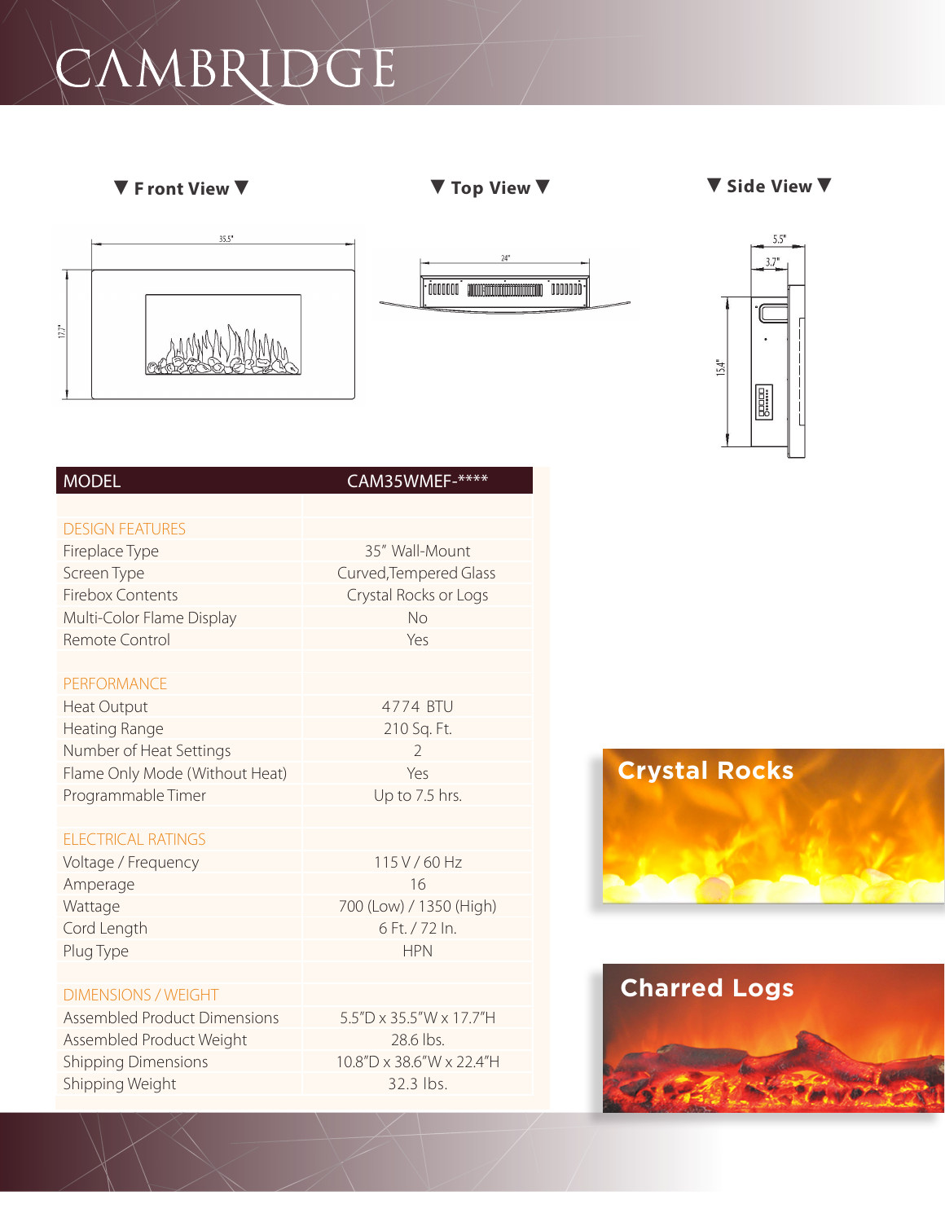# CAMBRIDGE

▼ Front View ▼

35.5"

17.7"

▼ Top View ▼

24"

▼ Side View ▼

5.5"

3.7"

15.4"

| MODEL | CAM35WMEF-**** |
|---|---|
| **DESIGN FEATURES** | |
| Fireplace Type | 35" Wall-Mount |
| Screen Type | Curved,Tempered Glass |
| Firebox Contents | Crystal Rocks or Logs |
| Multi-Color Flame Display | No |
| Remote Control | Yes |
| **PERFORMANCE** | |
| Heat Output | 4774 BTU |
| Heating Range | 210 Sq. Ft. |
| Number of Heat Settings | 2 |
| Flame Only Mode (Without Heat) | Yes |
| Programmable Timer | Up to 7.5 hrs. |
| **ELECTRICAL RATINGS** | |
| Voltage / Frequency | 115 V / 60 Hz |
| Amperage | 16 |
| Wattage | 700 (Low) / 1350 (High) |
| Cord Length | 6 Ft. / 72 In. |
| Plug Type | HPN |
| **DIMENSIONS / WEIGHT** | |
| Assembled Product Dimensions | 5.5"D x 35.5"W x 17.7"H |
| Assembled Product Weight | 28.6 lbs. |
| Shipping Dimensions | 10.8"D x 38.6"W x 22.4"H |
| Shipping Weight | 32.3 lbs. |

Crystal Rocks

Charred Logs